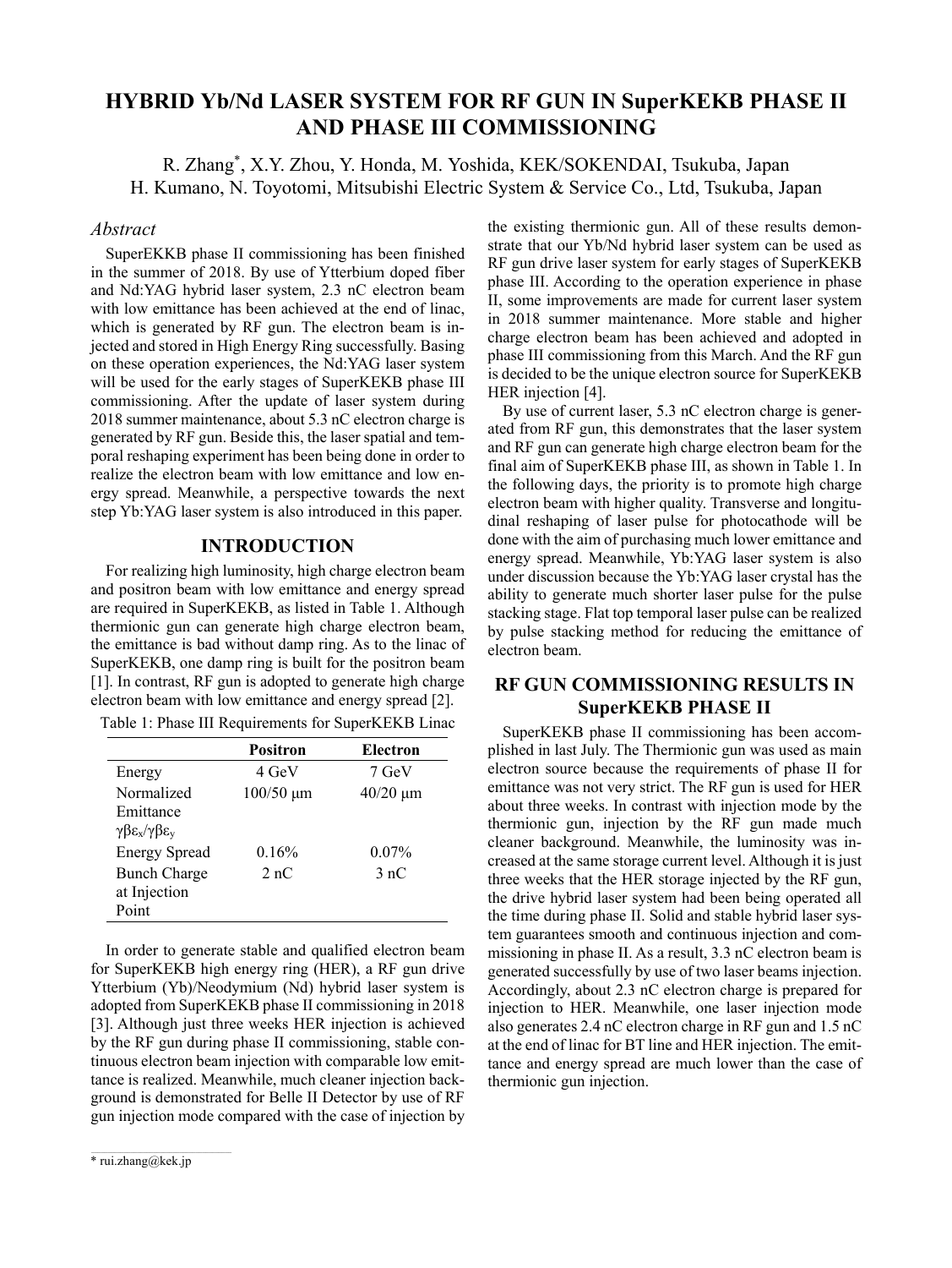# HYBRID Yb/Nd LASER SYSTEM FOR RF GUN IN SuperKEKB PHASE II AND PHASE III COMMISSIONING

R. Zhang*, X.Y. Zhou, Y. Honda, M. Yoshida, KEK/SOKENDAI, Tsukuba, Japan
H. Kumano, N. Toyotomi, Mitsubishi Electric System & Service Co., Ltd, Tsukuba, Japan

## *Abstract*

SuperEKKB phase II commissioning has been finished in the summer of 2018. By use of Ytterbium doped fiber and Nd:YAG hybrid laser system, 2.3 nC electron beam with low emittance has been achieved at the end of linac, which is generated by RF gun. The electron beam is injected and stored in High Energy Ring successfully. Basing on these operation experiences, the Nd:YAG laser system will be used for the early stages of SuperKEKB phase III commissioning. After the update of laser system during 2018 summer maintenance, about 5.3 nC electron charge is generated by RF gun. Beside this, the laser spatial and temporal reshaping experiment has been being done in order to realize the electron beam with low emittance and low energy spread. Meanwhile, a perspective towards the next step Yb:YAG laser system is also introduced in this paper.

## INTRODUCTION

For realizing high luminosity, high charge electron beam and positron beam with low emittance and energy spread are required in SuperKEKB, as listed in Table 1. Although thermionic gun can generate high charge electron beam, the emittance is bad without damp ring. As to the linac of SuperKEKB, one damp ring is built for the positron beam [1]. In contrast, RF gun is adopted to generate high charge electron beam with low emittance and energy spread [2].

Table 1: Phase III Requirements for SuperKEKB Linac

| | Positron | Electron |
|---|---|---|
| Energy | 4 GeV | 7 GeV |
| Normalized Emittance $\gamma\beta\varepsilon_x/\gamma\beta\varepsilon_y$ | 100/50 μm | 40/20 μm |
| Energy Spread | 0.16% | 0.07% |
| Bunch Charge at Injection Point | 2 nC | 3 nC |

In order to generate stable and qualified electron beam for SuperKEKB high energy ring (HER), a RF gun drive Ytterbium (Yb)/Neodymium (Nd) hybrid laser system is adopted from SuperKEKB phase II commissioning in 2018 [3]. Although just three weeks HER injection is achieved by the RF gun during phase II commissioning, stable continuous electron beam injection with comparable low emittance is realized. Meanwhile, much cleaner injection background is demonstrated for Belle II Detector by use of RF gun injection mode compared with the case of injection by the existing thermionic gun. All of these results demonstrate that our Yb/Nd hybrid laser system can be used as RF gun drive laser system for early stages of SuperKEKB phase III. According to the operation experience in phase II, some improvements are made for current laser system in 2018 summer maintenance. More stable and higher charge electron beam has been achieved and adopted in phase III commissioning from this March. And the RF gun is decided to be the unique electron source for SuperKEKB HER injection [4].

By use of current laser, 5.3 nC electron charge is generated from RF gun, this demonstrates that the laser system and RF gun can generate high charge electron beam for the final aim of SuperKEKB phase III, as shown in Table 1. In the following days, the priority is to promote high charge electron beam with higher quality. Transverse and longitudinal reshaping of laser pulse for photocathode will be done with the aim of purchasing much lower emittance and energy spread. Meanwhile, Yb:YAG laser system is also under discussion because the Yb:YAG laser crystal has the ability to generate much shorter laser pulse for the pulse stacking stage. Flat top temporal laser pulse can be realized by pulse stacking method for reducing the emittance of electron beam.

## RF GUN COMMISSIONING RESULTS IN SuperKEKB PHASE II

SuperKEKB phase II commissioning has been accomplished in last July. The Thermionic gun was used as main electron source because the requirements of phase II for emittance was not very strict. The RF gun is used for HER about three weeks. In contrast with injection mode by the thermionic gun, injection by the RF gun made much cleaner background. Meanwhile, the luminosity was increased at the same storage current level. Although it is just three weeks that the HER storage injected by the RF gun, the drive hybrid laser system had been being operated all the time during phase II. Solid and stable hybrid laser system guarantees smooth and continuous injection and commissioning in phase II. As a result, 3.3 nC electron beam is generated successfully by use of two laser beams injection. Accordingly, about 2.3 nC electron charge is prepared for injection to HER. Meanwhile, one laser injection mode also generates 2.4 nC electron charge in RF gun and 1.5 nC at the end of linac for BT line and HER injection. The emittance and energy spread are much lower than the case of thermionic gun injection.

* rui.zhang@kek.jp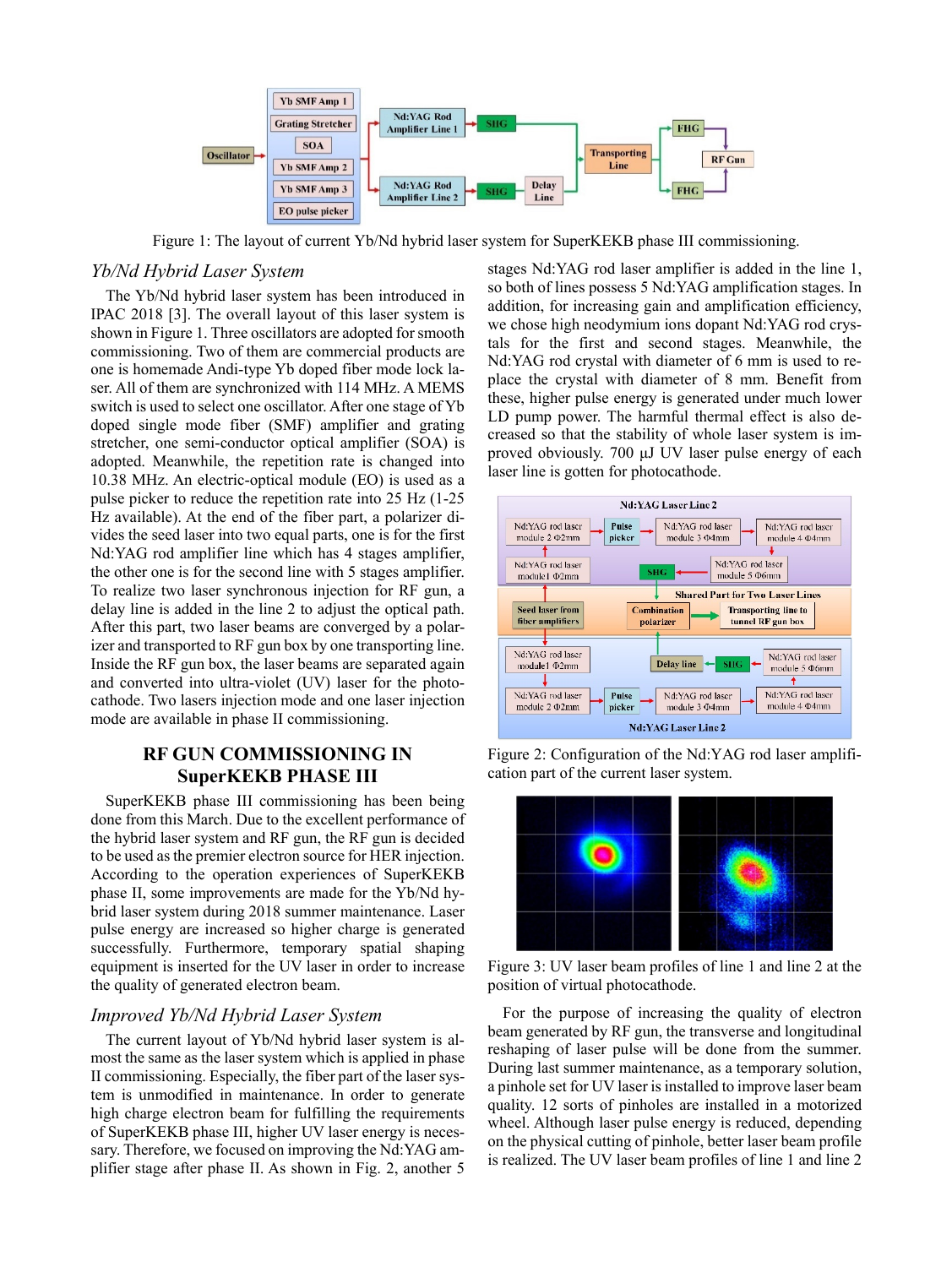Figure 1: The layout of current Yb/Nd hybrid laser system for SuperKEKB phase III commissioning.

### *Yb/Nd Hybrid Laser System*

The Yb/Nd hybrid laser system has been introduced in IPAC 2018 [3]. The overall layout of this laser system is shown in Figure 1. Three oscillators are adopted for smooth commissioning. Two of them are commercial products are one is homemade Andi-type Yb doped fiber mode lock laser. All of them are synchronized with 114 MHz. A MEMS switch is used to select one oscillator. After one stage of Yb doped single mode fiber (SMF) amplifier and grating stretcher, one semi-conductor optical amplifier (SOA) is adopted. Meanwhile, the repetition rate is changed into 10.38 MHz. An electric-optical module (EO) is used as a pulse picker to reduce the repetition rate into 25 Hz (1-25 Hz available). At the end of the fiber part, a polarizer divides the seed laser into two equal parts, one is for the first Nd:YAG rod amplifier line which has 4 stages amplifier, the other one is for the second line with 5 stages amplifier. To realize two laser synchronous injection for RF gun, a delay line is added in the line 2 to adjust the optical path. After this part, two laser beams are converged by a polarizer and transported to RF gun box by one transporting line. Inside the RF gun box, the laser beams are separated again and converted into ultra-violet (UV) laser for the photocathode. Two lasers injection mode and one laser injection mode are available in phase II commissioning.

## RF GUN COMMISSIONING IN SuperKEKB PHASE III

SuperKEKB phase III commissioning has been being done from this March. Due to the excellent performance of the hybrid laser system and RF gun, the RF gun is decided to be used as the premier electron source for HER injection. According to the operation experiences of SuperKEKB phase II, some improvements are made for the Yb/Nd hybrid laser system during 2018 summer maintenance. Laser pulse energy are increased so higher charge is generated successfully. Furthermore, temporary spatial shaping equipment is inserted for the UV laser in order to increase the quality of generated electron beam.

### *Improved Yb/Nd Hybrid Laser System*

The current layout of Yb/Nd hybrid laser system is almost the same as the laser system which is applied in phase II commissioning. Especially, the fiber part of the laser system is unmodified in maintenance. In order to generate high charge electron beam for fulfilling the requirements of SuperKEKB phase III, higher UV laser energy is necessary. Therefore, we focused on improving the Nd:YAG amplifier stage after phase II. As shown in Fig. 2, another 5 stages Nd:YAG rod laser amplifier is added in the line 1, so both of lines possess 5 Nd:YAG amplification stages. In addition, for increasing gain and amplification efficiency, we chose high neodymium ions dopant Nd:YAG rod crystals for the first and second stages. Meanwhile, the Nd:YAG rod crystal with diameter of 6 mm is used to replace the crystal with diameter of 8 mm. Benefit from these, higher pulse energy is generated under much lower LD pump power. The harmful thermal effect is also decreased so that the stability of whole laser system is improved obviously. 700 μJ UV laser pulse energy of each laser line is gotten for photocathode.

Figure 2: Configuration of the Nd:YAG rod laser amplification part of the current laser system.

Figure 3: UV laser beam profiles of line 1 and line 2 at the position of virtual photocathode.

For the purpose of increasing the quality of electron beam generated by RF gun, the transverse and longitudinal reshaping of laser pulse will be done from the summer. During last summer maintenance, as a temporary solution, a pinhole set for UV laser is installed to improve laser beam quality. 12 sorts of pinholes are installed in a motorized wheel. Although laser pulse energy is reduced, depending on the physical cutting of pinhole, better laser beam profile is realized. The UV laser beam profiles of line 1 and line 2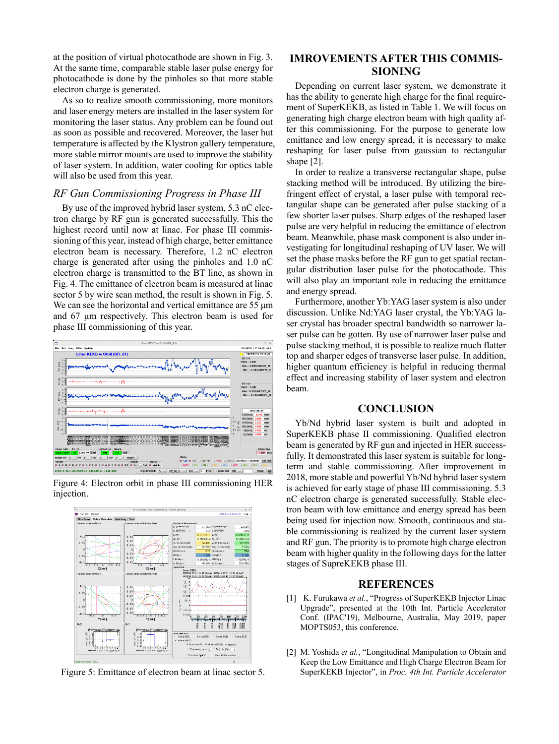at the position of virtual photocathode are shown in Fig. 3. At the same time, comparable stable laser pulse energy for photocathode is done by the pinholes so that more stable electron charge is generated.

As so to realize smooth commissioning, more monitors and laser energy meters are installed in the laser system for monitoring the laser status. Any problem can be found out as soon as possible and recovered. Moreover, the laser hut temperature is affected by the Klystron gallery temperature, more stable mirror mounts are used to improve the stability of laser system. In addition, water cooling for optics table will also be used from this year.

### *RF Gun Commissioning Progress in Phase III*

By use of the improved hybrid laser system, 5.3 nC electron charge by RF gun is generated successfully. This the highest record until now at linac. For phase III commissioning of this year, instead of high charge, better emittance electron beam is necessary. Therefore, 1.2 nC electron charge is generated after using the pinholes and 1.0 nC electron charge is transmitted to the BT line, as shown in Fig. 4. The emittance of electron beam is measured at linac sector 5 by wire scan method, the result is shown in Fig. 5. We can see the horizontal and vertical emittance are 55 μm and 67 μm respectively. This electron beam is used for phase III commissioning of this year.

Figure 4: Electron orbit in phase III commissioning HER injection.

Figure 5: Emittance of electron beam at linac sector 5.

## IMROVEMENTS AFTER THIS COMMISSIONING

Depending on current laser system, we demonstrate it has the ability to generate high charge for the final requirement of SuperKEKB, as listed in Table 1. We will focus on generating high charge electron beam with high quality after this commissioning. For the purpose to generate low emittance and low energy spread, it is necessary to make reshaping for laser pulse from gaussian to rectangular shape [2].

In order to realize a transverse rectangular shape, pulse stacking method will be introduced. By utilizing the birefringent effect of crystal, a laser pulse with temporal rectangular shape can be generated after pulse stacking of a few shorter laser pulses. Sharp edges of the reshaped laser pulse are very helpful in reducing the emittance of electron beam. Meanwhile, phase mask component is also under investigating for longitudinal reshaping of UV laser. We will set the phase masks before the RF gun to get spatial rectangular distribution laser pulse for the photocathode. This will also play an important role in reducing the emittance and energy spread.

Furthermore, another Yb:YAG laser system is also under discussion. Unlike Nd:YAG laser crystal, the Yb:YAG laser crystal has broader spectral bandwidth so narrower laser pulse can be gotten. By use of narrower laser pulse and pulse stacking method, it is possible to realize much flatter top and sharper edges of transverse laser pulse. In addition, higher quantum efficiency is helpful in reducing thermal effect and increasing stability of laser system and electron beam.

## CONCLUSION

Yb/Nd hybrid laser system is built and adopted in SuperKEKB phase II commissioning. Qualified electron beam is generated by RF gun and injected in HER successfully. It demonstrated this laser system is suitable for long-term and stable commissioning. After improvement in 2018, more stable and powerful Yb/Nd hybrid laser system is achieved for early stage of phase III commissioning. 5.3 nC electron charge is generated successfully. Stable electron beam with low emittance and energy spread has been being used for injection now. Smooth, continuous and stable commissioning is realized by the current laser system and RF gun. The priority is to promote high charge electron beam with higher quality in the following days for the latter stages of SupreKEKB phase III.

## REFERENCES

[1] K. Furukawa *et al.*, "Progress of SuperKEKB Injector Linac Upgrade", presented at the 10th Int. Particle Accelerator Conf. (IPAC'19), Melbourne, Australia, May 2019, paper MOPTS053, this conference.

[2] M. Yoshida *et al.*, "Longitudinal Manipulation to Obtain and Keep the Low Emittance and High Charge Electron Beam for SuperKEKB Injector", in *Proc. 4th Int. Particle Accelerator*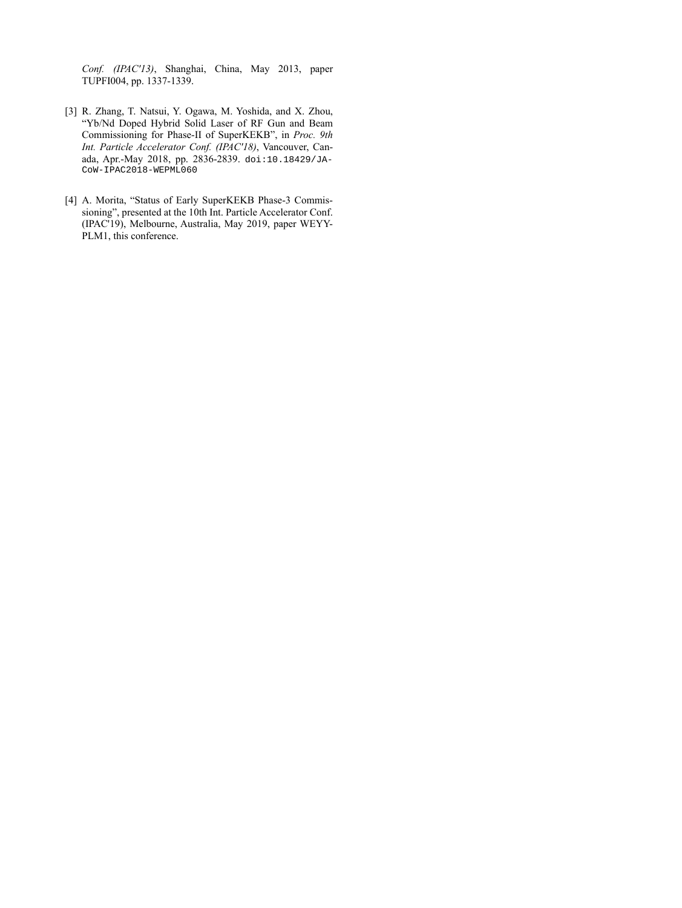*Conf. (IPAC'13)*, Shanghai, China, May 2013, paper TUPFI004, pp. 1337-1339.

[3] R. Zhang, T. Natsui, Y. Ogawa, M. Yoshida, and X. Zhou, "Yb/Nd Doped Hybrid Solid Laser of RF Gun and Beam Commissioning for Phase-II of SuperKEKB", in *Proc. 9th Int. Particle Accelerator Conf. (IPAC'18)*, Vancouver, Canada, Apr.-May 2018, pp. 2836-2839. doi:10.18429/JACoW-IPAC2018-WEPML060

[4] A. Morita, "Status of Early SuperKEKB Phase-3 Commissioning", presented at the 10th Int. Particle Accelerator Conf. (IPAC'19), Melbourne, Australia, May 2019, paper WEYYPLM1, this conference.